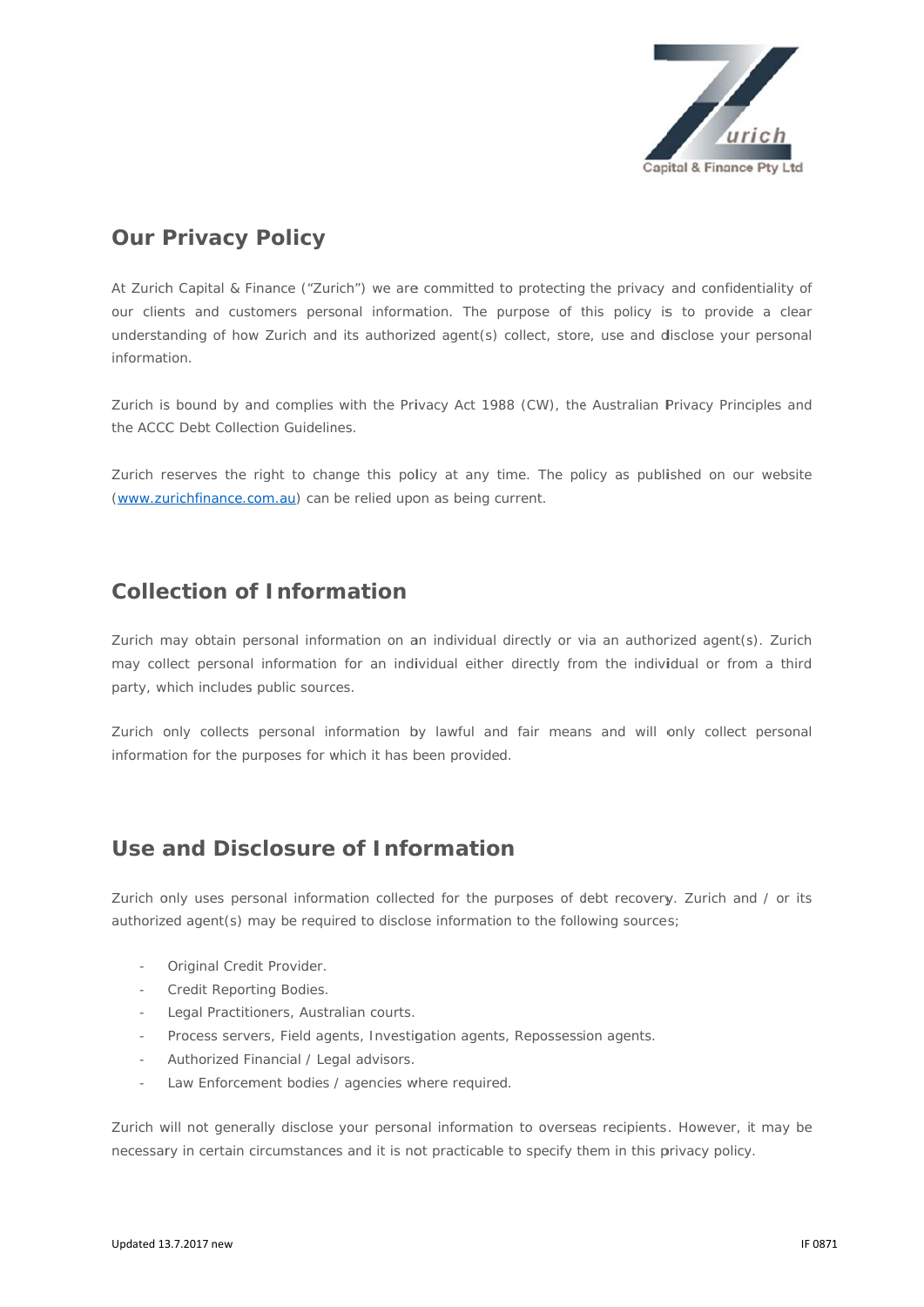## Our Privacy Policy

At Zurich Capital & Finance ("Zurich") we are committed to protecting the privacy and confidentiality of our clients and customers personal information. The purpose of this policy is to provide a clear understanding of how Zurich and its authorized agent(s) collect, store, use and disclose your personal information.

Zurich is bound by and complies with the Privacy Act 1988 (CW), the Australian Privacy Principles and the ACCC Debt Collection Guidelines.

Zurich reserves the right to change this policy at any time. The policy as published on our website (www.zurichfinance.com.au) can be relied upon as being current.

## Collection of Information

Zurich may obtain personal information on an individual directly or via an authorized agent(s). Zurich may collect personal information for an individual either directly from the individual or from a third party, which includes public sources.

Zurich only collects personal information by lawful and fair means and will only collect personal information for the purposes for which it has been provided.

## Use and Disclosure of Information

Zurich only uses personal information collected for the purposes of debt recovery. Zurich and / or its authorized agent(s) may be required to disclose information to the following sources;

- Original Credit Provider.
- Credit Reporting Bodies.
- Legal Practitioners, Australian courts.
- Process servers, Field agents, Investigation agents, Repossession agents.
- Authorized Financial / Legal advisors.
- Law Enforcement bodies / agencies where required.

Zurich will not generally disclose your personal information to overseas recipients. However, it may be necessary in certain circumstances and it is not practicable to specify them in this privacy policy.

Updated 13.7.2017 new IF 0871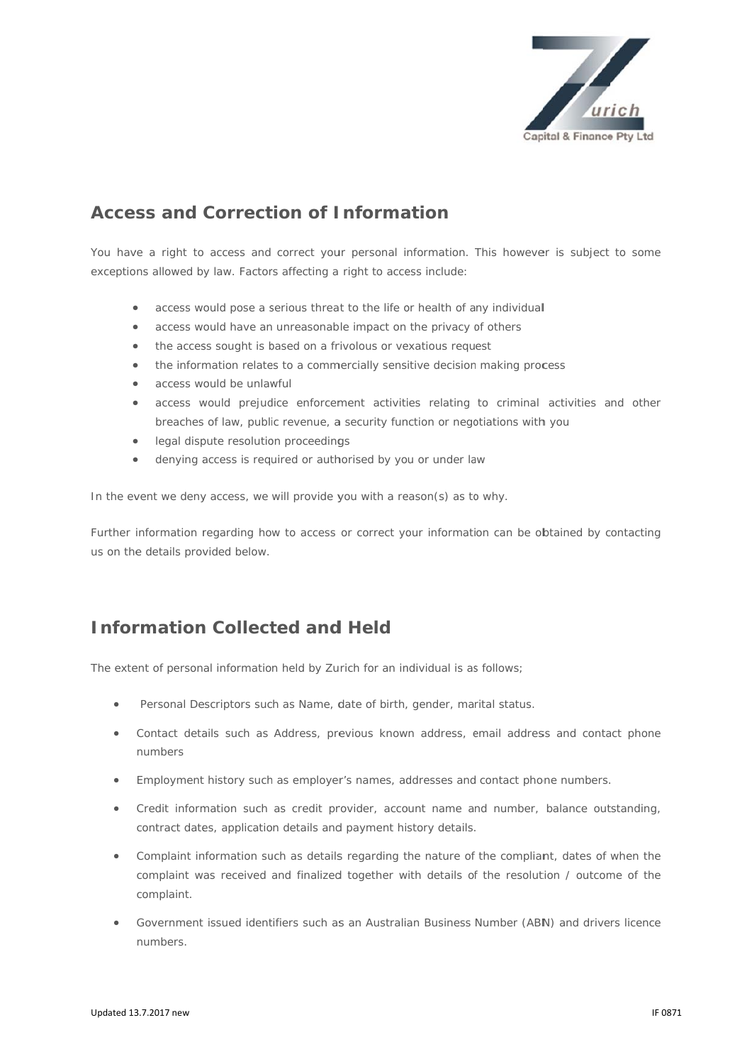## Access and Correction of Information

You have a right to access and correct your personal information. This however is subject to some exceptions allowed by law. Factors affecting a right to access include:

- access would pose a serious threat to the life or health of any individual
- access would have an unreasonable impact on the privacy of others
- the access sought is based on a frivolous or vexatious request
- the information relates to a commercially sensitive decision making process
- access would be unlawful
- access would prejudice enforcement activities relating to criminal activities and other breaches of law, public revenue, a security function or negotiations with you
- legal dispute resolution proceedings
- denying access is required or authorised by you or under law

In the event we deny access, we will provide you with a reason(s) as to why.

Further information regarding how to access or correct your information can be obtained by contacting us on the details provided below.

## Information Collected and Held

The extent of personal information held by Zurich for an individual is as follows;

- Personal Descriptors such as Name, date of birth, gender, marital status.
- Contact details such as Address, previous known address, email address and contact phone numbers
- Employment history such as employer's names, addresses and contact phone numbers.
- Credit information such as credit provider, account name and number, balance outstanding, contract dates, application details and payment history details.
- Complaint information such as details regarding the nature of the compliant, dates of when the complaint was received and finalized together with details of the resolution / outcome of the complaint.
- Government issued identifiers such as an Australian Business Number (ABN) and drivers licence numbers.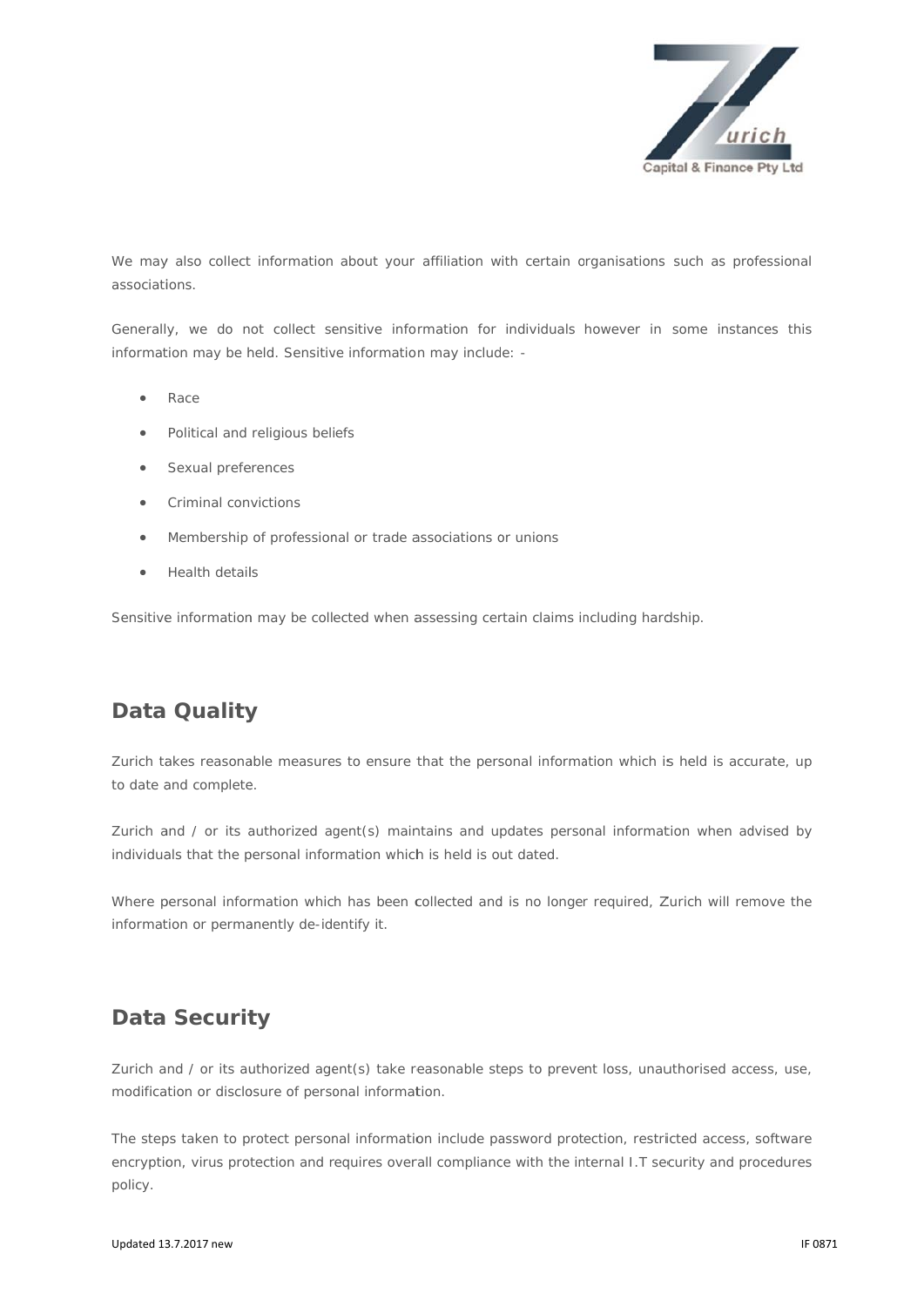We may also collect information about your affiliation with certain organisations such as professional associations.

Generally, we do not collect sensitive information for individuals however in some instances this information may be held. Sensitive information may include: -

- Race
- Political and religious beliefs
- Sexual preferences
- Criminal convictions
- Membership of professional or trade associations or unions
- Health details

Sensitive information may be collected when assessing certain claims including hardship.

## Data Quality

Zurich takes reasonable measures to ensure that the personal information which is held is accurate, up to date and complete.

Zurich and / or its authorized agent(s) maintains and updates personal information when advised by individuals that the personal information which is held is out dated.

Where personal information which has been collected and is no longer required, Zurich will remove the information or permanently de-identify it.

## Data Security

Zurich and / or its authorized agent(s) take reasonable steps to prevent loss, unauthorised access, use, modification or disclosure of personal information.

The steps taken to protect personal information include password protection, restricted access, software encryption, virus protection and requires overall compliance with the internal I.T security and procedures policy.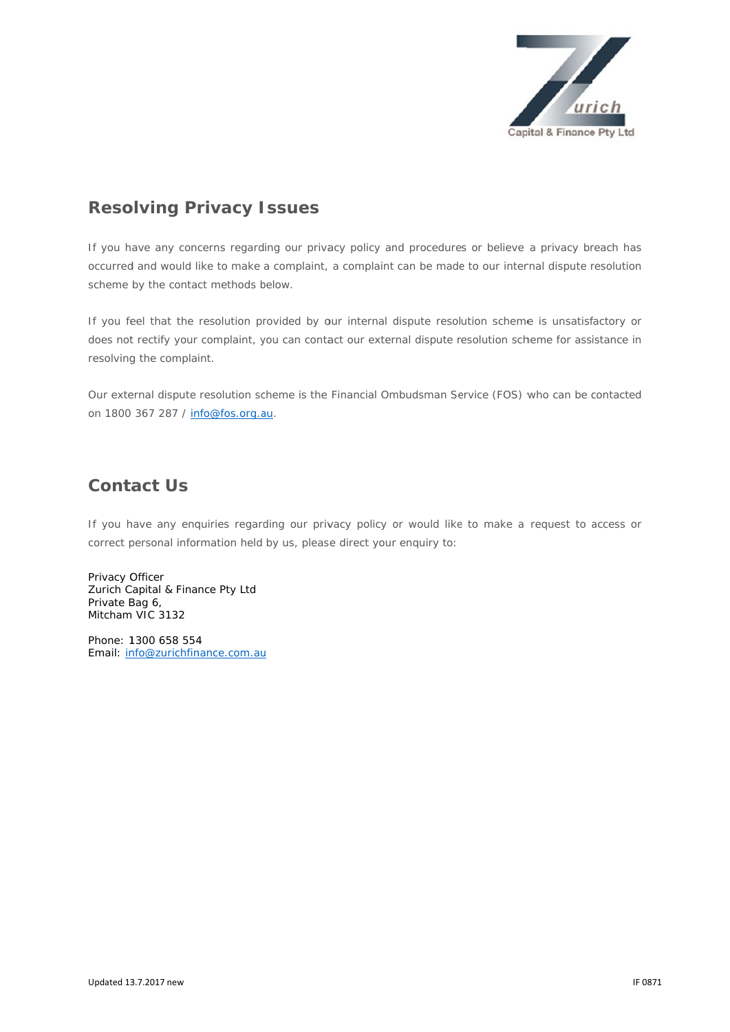## Resolving Privacy Issues

If you have any concerns regarding our privacy policy and procedures or believe a privacy breach has occurred and would like to make a complaint, a complaint can be made to our internal dispute resolution scheme by the contact methods below.

If you feel that the resolution provided by our internal dispute resolution scheme is unsatisfactory or does not rectify your complaint, you can contact our external dispute resolution scheme for assistance in resolving the complaint.

Our external dispute resolution scheme is the Financial Ombudsman Service (FOS) who can be contacted on 1800 367 287 / [info@fos.org.au](mailto:info@fos.org.au).

## Contact Us

If you have any enquiries regarding our privacy policy or would like to make a request to access or correct personal information held by us, please direct your enquiry to:

Privacy Officer
Zurich Capital & Finance Pty Ltd
Private Bag 6,
Mitcham VIC 3132

Phone: 1300 658 554
Email: [info@zurichfinance.com.au](mailto:info@zurichfinance.com.au)

Updated 13.7.2017 new

IF 0871